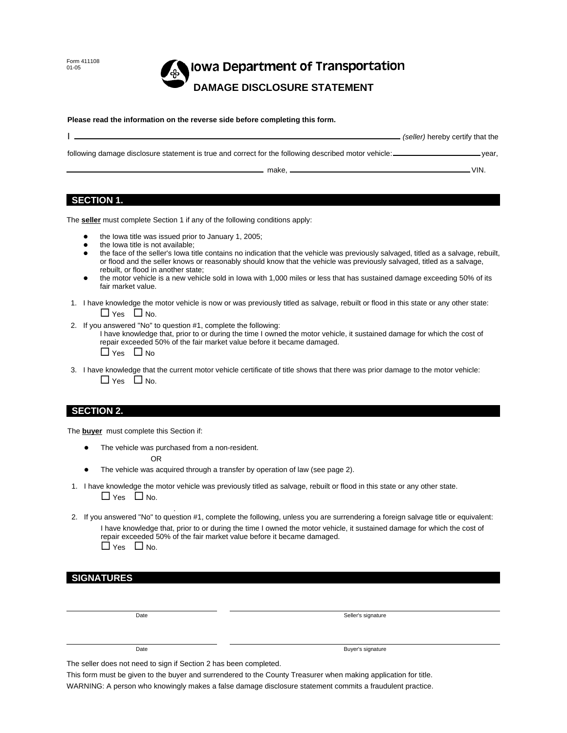Form 411108
01-05

# Iowa Department of Transportation

## DAMAGE DISCLOSURE STATEMENT

**Please read the information on the reverse side before completing this form.**

I \_\_\_\_\_\_\_\_\_\_\_\_\_\_\_\_\_\_\_\_\_\_\_\_\_\_\_\_\_\_\_\_\_\_\_\_\_\_\_\_\_\_\_\_\_\_ *(seller)* hereby certify that the following damage disclosure statement is true and correct for the following described motor vehicle: \_\_\_\_\_\_\_\_\_\_\_\_\_\_\_\_ year, \_\_\_\_\_\_\_\_\_\_\_\_\_\_\_\_\_\_\_\_\_\_\_\_\_\_\_\_ make, \_\_\_\_\_\_\_\_\_\_\_\_\_\_\_\_\_\_\_\_\_\_\_\_\_\_\_\_ VIN.

## SECTION 1.

The **seller** must complete Section 1 if any of the following conditions apply:

- the Iowa title was issued prior to January 1, 2005;
- the Iowa title is not available;
- the face of the seller's Iowa title contains no indication that the vehicle was previously salvaged, titled as a salvage, rebuilt, or flood and the seller knows or reasonably should know that the vehicle was previously salvaged, titled as a salvage, rebuilt, or flood in another state;
- the motor vehicle is a new vehicle sold in Iowa with 1,000 miles or less that has sustained damage exceeding 50% of its fair market value.

1. I have knowledge the motor vehicle is now or was previously titled as salvage, rebuilt or flood in this state or any other state:
   ☐ Yes ☐ No.
2. If you answered "No" to question #1, complete the following:
   I have knowledge that, prior to or during the time I owned the motor vehicle, it sustained damage for which the cost of repair exceeded 50% of the fair market value before it became damaged.
   ☐ Yes ☐ No
3. I have knowledge that the current motor vehicle certificate of title shows that there was prior damage to the motor vehicle:
   ☐ Yes ☐ No.

## SECTION 2.

The **buyer** must complete this Section if:

- The vehicle was purchased from a non-resident.

  OR

- The vehicle was acquired through a transfer by operation of law (see page 2).

1. I have knowledge the motor vehicle was previously titled as salvage, rebuilt or flood in this state or any other state.
   ☐ Yes ☐ No.
2. If you answered "No" to question #1, complete the following, unless you are surrendering a foreign salvage title or equivalent:
   I have knowledge that, prior to or during the time I owned the motor vehicle, it sustained damage for which the cost of repair exceeded 50% of the fair market value before it became damaged.
   ☐ Yes ☐ No.

## SIGNATURES

\_\_\_\_\_\_\_\_\_\_\_\_\_\_\_\_\_\_\_\_ Date \_\_\_\_\_\_\_\_\_\_\_\_\_\_\_\_\_\_\_\_\_\_\_\_\_\_\_\_ Seller's signature

\_\_\_\_\_\_\_\_\_\_\_\_\_\_\_\_\_\_\_\_ Date \_\_\_\_\_\_\_\_\_\_\_\_\_\_\_\_\_\_\_\_\_\_\_\_\_\_\_\_ Buyer's signature

The seller does not need to sign if Section 2 has been completed.

This form must be given to the buyer and surrendered to the County Treasurer when making application for title.

WARNING: A person who knowingly makes a false damage disclosure statement commits a fraudulent practice.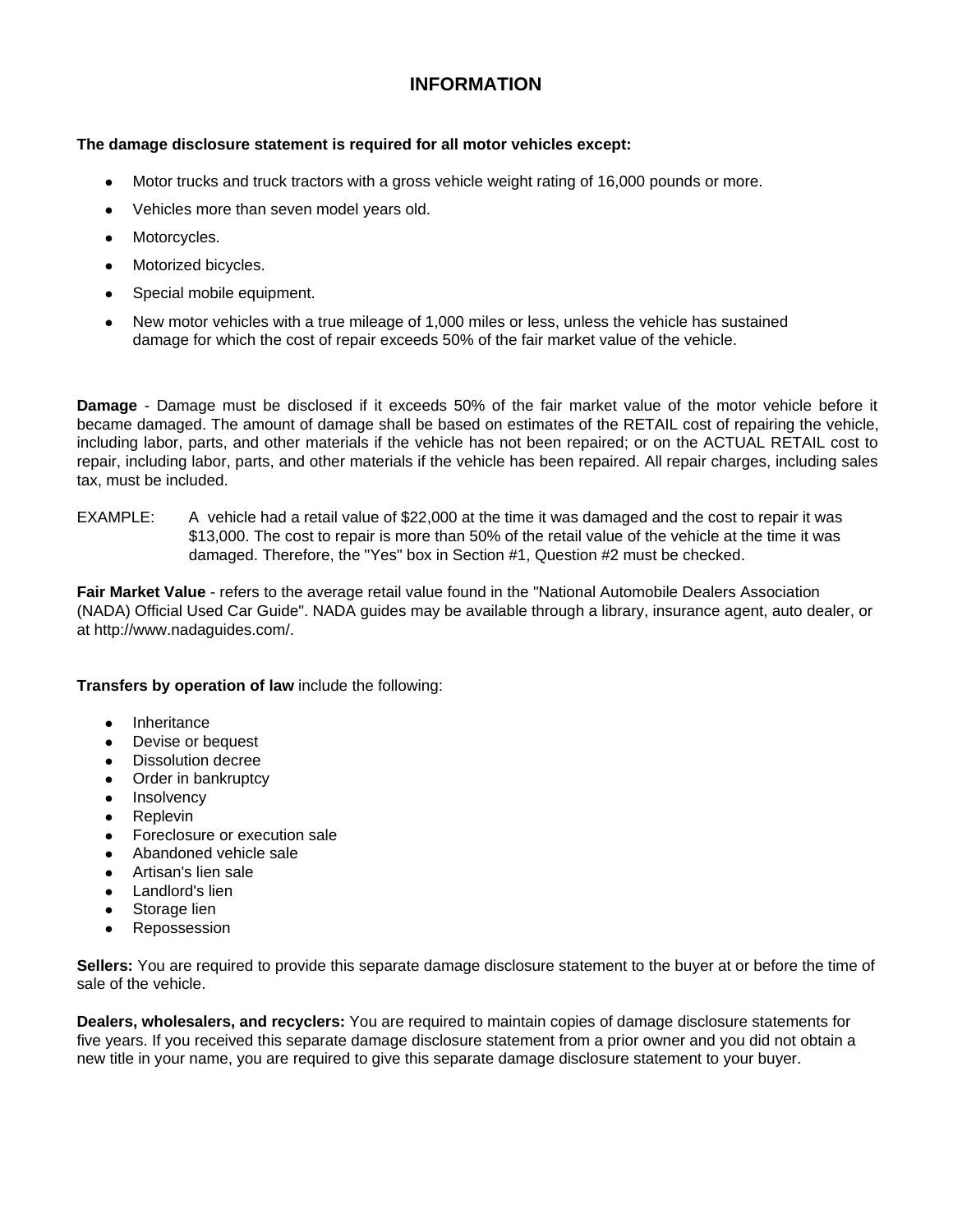# INFORMATION

**The damage disclosure statement is required for all motor vehicles except:**

- Motor trucks and truck tractors with a gross vehicle weight rating of 16,000 pounds or more.
- Vehicles more than seven model years old.
- Motorcycles.
- Motorized bicycles.
- Special mobile equipment.
- New motor vehicles with a true mileage of 1,000 miles or less, unless the vehicle has sustained damage for which the cost of repair exceeds 50% of the fair market value of the vehicle.

**Damage** - Damage must be disclosed if it exceeds 50% of the fair market value of the motor vehicle before it became damaged. The amount of damage shall be based on estimates of the RETAIL cost of repairing the vehicle, including labor, parts, and other materials if the vehicle has not been repaired; or on the ACTUAL RETAIL cost to repair, including labor, parts, and other materials if the vehicle has been repaired. All repair charges, including sales tax, must be included.

EXAMPLE: A vehicle had a retail value of $22,000 at the time it was damaged and the cost to repair it was $13,000. The cost to repair is more than 50% of the retail value of the vehicle at the time it was damaged. Therefore, the "Yes" box in Section #1, Question #2 must be checked.

**Fair Market Value** - refers to the average retail value found in the "National Automobile Dealers Association (NADA) Official Used Car Guide". NADA guides may be available through a library, insurance agent, auto dealer, or at http://www.nadaguides.com/.

**Transfers by operation of law** include the following:

- Inheritance
- Devise or bequest
- Dissolution decree
- Order in bankruptcy
- Insolvency
- Replevin
- Foreclosure or execution sale
- Abandoned vehicle sale
- Artisan's lien sale
- Landlord's lien
- Storage lien
- Repossession

**Sellers:** You are required to provide this separate damage disclosure statement to the buyer at or before the time of sale of the vehicle.

**Dealers, wholesalers, and recyclers:** You are required to maintain copies of damage disclosure statements for five years. If you received this separate damage disclosure statement from a prior owner and you did not obtain a new title in your name, you are required to give this separate damage disclosure statement to your buyer.